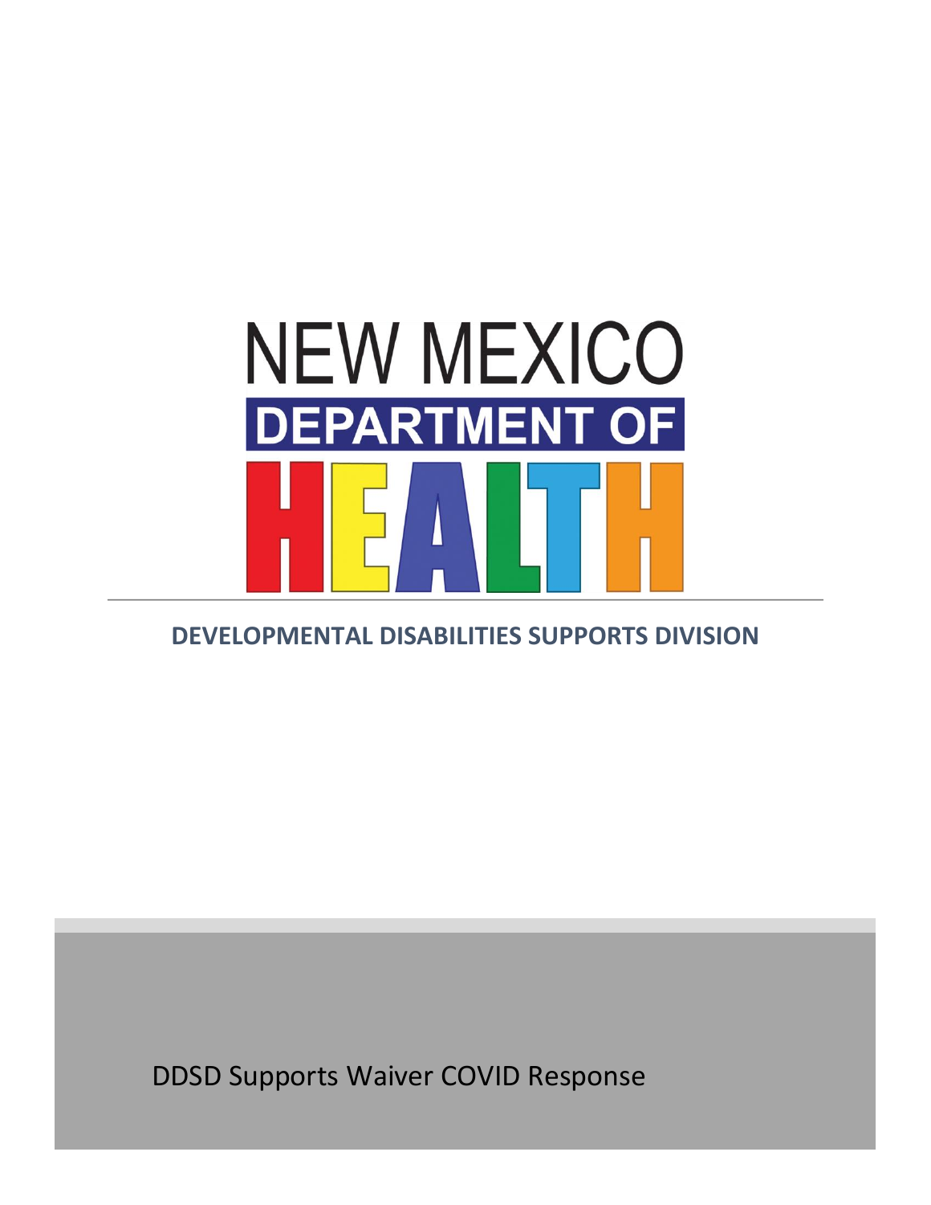NEW MEXICO

DEPARTMENT OF

HEALTH

**DEVELOPMENTAL DISABILITIES SUPPORTS DIVISION**

# DDSD Supports Waiver COVID Response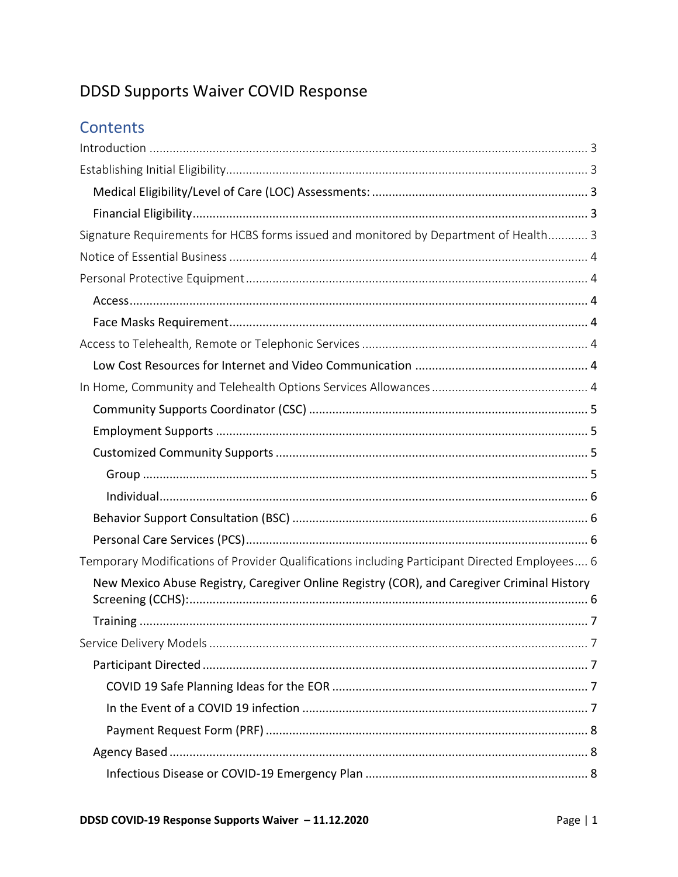# DDSD Supports Waiver COVID Response

## Contents

- Introduction ..... 3
- Establishing Initial Eligibility ..... 3
  - Medical Eligibility/Level of Care (LOC) Assessments: ..... 3
  - Financial Eligibility ..... 3
- Signature Requirements for HCBS forms issued and monitored by Department of Health ..... 3
- Notice of Essential Business ..... 4
- Personal Protective Equipment ..... 4
  - Access ..... 4
  - Face Masks Requirement ..... 4
- Access to Telehealth, Remote or Telephonic Services ..... 4
  - Low Cost Resources for Internet and Video Communication ..... 4
- In Home, Community and Telehealth Options Services Allowances ..... 4
  - Community Supports Coordinator (CSC) ..... 5
  - Employment Supports ..... 5
  - Customized Community Supports ..... 5
    - Group ..... 5
    - Individual ..... 6
  - Behavior Support Consultation (BSC) ..... 6
  - Personal Care Services (PCS) ..... 6
- Temporary Modifications of Provider Qualifications including Participant Directed Employees ..... 6
  - New Mexico Abuse Registry, Caregiver Online Registry (COR), and Caregiver Criminal History Screening (CCHS): ..... 6
  - Training ..... 7
- Service Delivery Models ..... 7
  - Participant Directed ..... 7
    - COVID 19 Safe Planning Ideas for the EOR ..... 7
    - In the Event of a COVID 19 infection ..... 7
    - Payment Request Form (PRF) ..... 8
  - Agency Based ..... 8
    - Infectious Disease or COVID-19 Emergency Plan ..... 8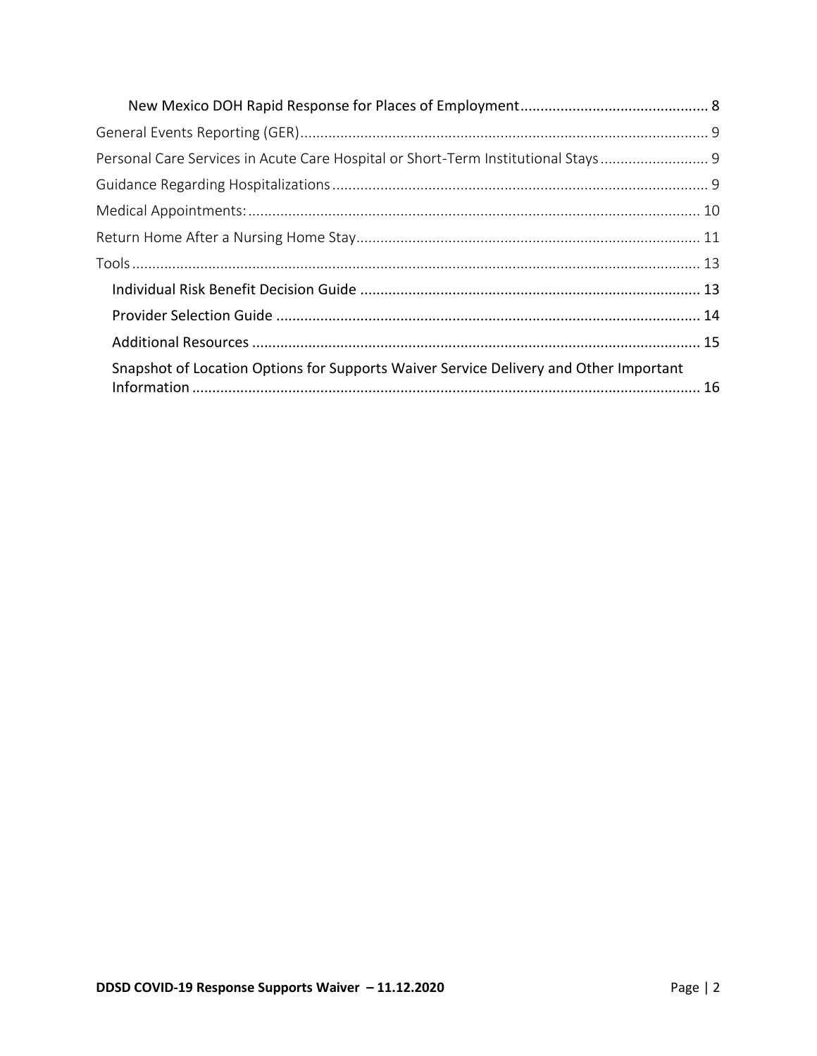- New Mexico DOH Rapid Response for Places of Employment .............................................. 8

General Events Reporting (GER) ........................................................................................ 9

Personal Care Services in Acute Care Hospital or Short-Term Institutional Stays ........................... 9

Guidance Regarding Hospitalizations ................................................................................ 9

Medical Appointments: ................................................................................................ 10

Return Home After a Nursing Home Stay ........................................................................... 11

Tools ........................................................................................................................ 13

- Individual Risk Benefit Decision Guide .................................................................... 13
- Provider Selection Guide ......................................................................................... 14
- Additional Resources ............................................................................................... 15
- Snapshot of Location Options for Supports Waiver Service Delivery and Other Important Information ............................................................................................................. 16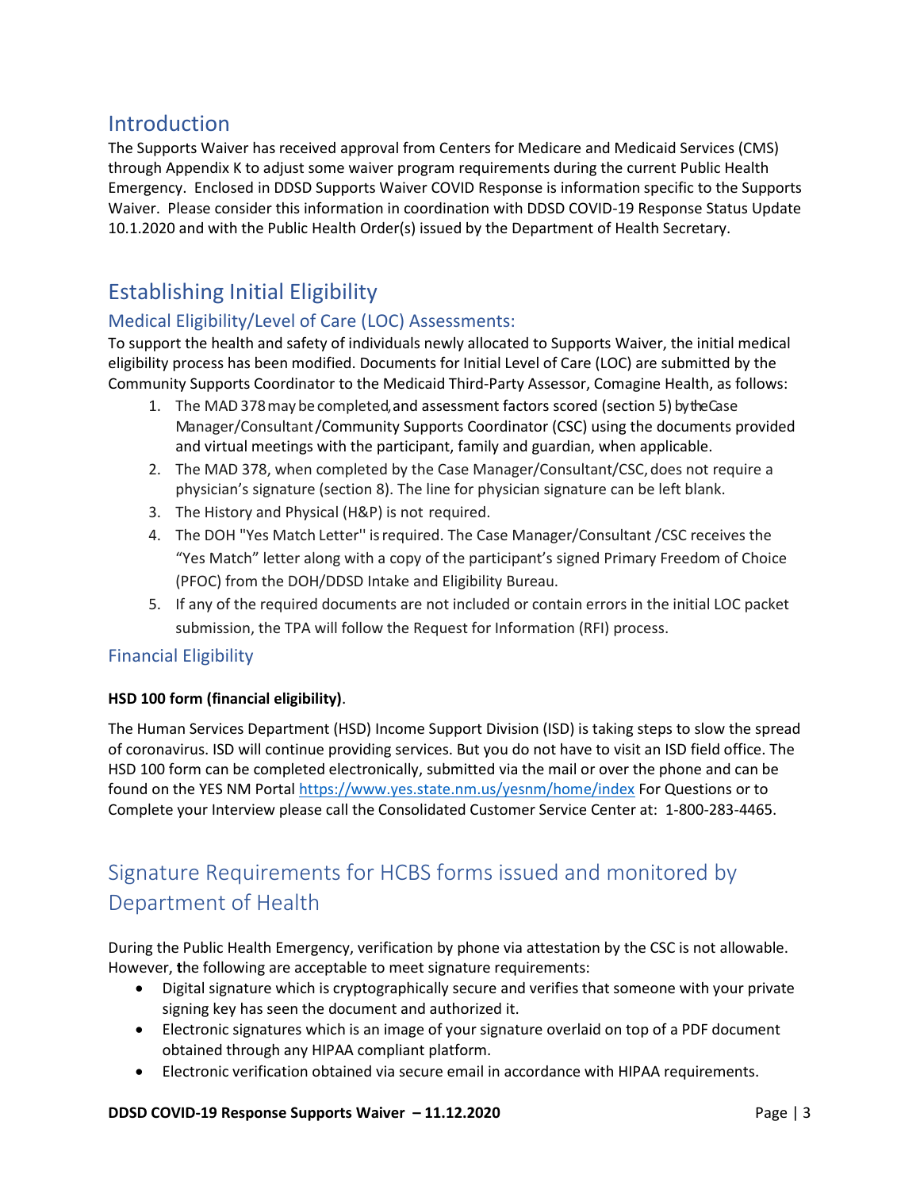## Introduction

The Supports Waiver has received approval from Centers for Medicare and Medicaid Services (CMS) through Appendix K to adjust some waiver program requirements during the current Public Health Emergency. Enclosed in DDSD Supports Waiver COVID Response is information specific to the Supports Waiver. Please consider this information in coordination with DDSD COVID-19 Response Status Update 10.1.2020 and with the Public Health Order(s) issued by the Department of Health Secretary.

## Establishing Initial Eligibility

### Medical Eligibility/Level of Care (LOC) Assessments:

To support the health and safety of individuals newly allocated to Supports Waiver, the initial medical eligibility process has been modified. Documents for Initial Level of Care (LOC) are submitted by the Community Supports Coordinator to the Medicaid Third-Party Assessor, Comagine Health, as follows:

1. The MAD 378 may be completed, and assessment factors scored (section 5) by the Case Manager/Consultant /Community Supports Coordinator (CSC) using the documents provided and virtual meetings with the participant, family and guardian, when applicable.
2. The MAD 378, when completed by the Case Manager/Consultant/CSC, does not require a physician's signature (section 8). The line for physician signature can be left blank.
3. The History and Physical (H&P) is not required.
4. The DOH "Yes Match Letter" is required. The Case Manager/Consultant /CSC receives the "Yes Match" letter along with a copy of the participant's signed Primary Freedom of Choice (PFOC) from the DOH/DDSD Intake and Eligibility Bureau.
5. If any of the required documents are not included or contain errors in the initial LOC packet submission, the TPA will follow the Request for Information (RFI) process.

### Financial Eligibility

**HSD 100 form (financial eligibility)**.

The Human Services Department (HSD) Income Support Division (ISD) is taking steps to slow the spread of coronavirus. ISD will continue providing services. But you do not have to visit an ISD field office. The HSD 100 form can be completed electronically, submitted via the mail or over the phone and can be found on the YES NM Portal https://www.yes.state.nm.us/yesnm/home/index For Questions or to Complete your Interview please call the Consolidated Customer Service Center at: 1-800-283-4465.

## Signature Requirements for HCBS forms issued and monitored by Department of Health

During the Public Health Emergency, verification by phone via attestation by the CSC is not allowable. However, the following are acceptable to meet signature requirements:

- Digital signature which is cryptographically secure and verifies that someone with your private signing key has seen the document and authorized it.
- Electronic signatures which is an image of your signature overlaid on top of a PDF document obtained through any HIPAA compliant platform.
- Electronic verification obtained via secure email in accordance with HIPAA requirements.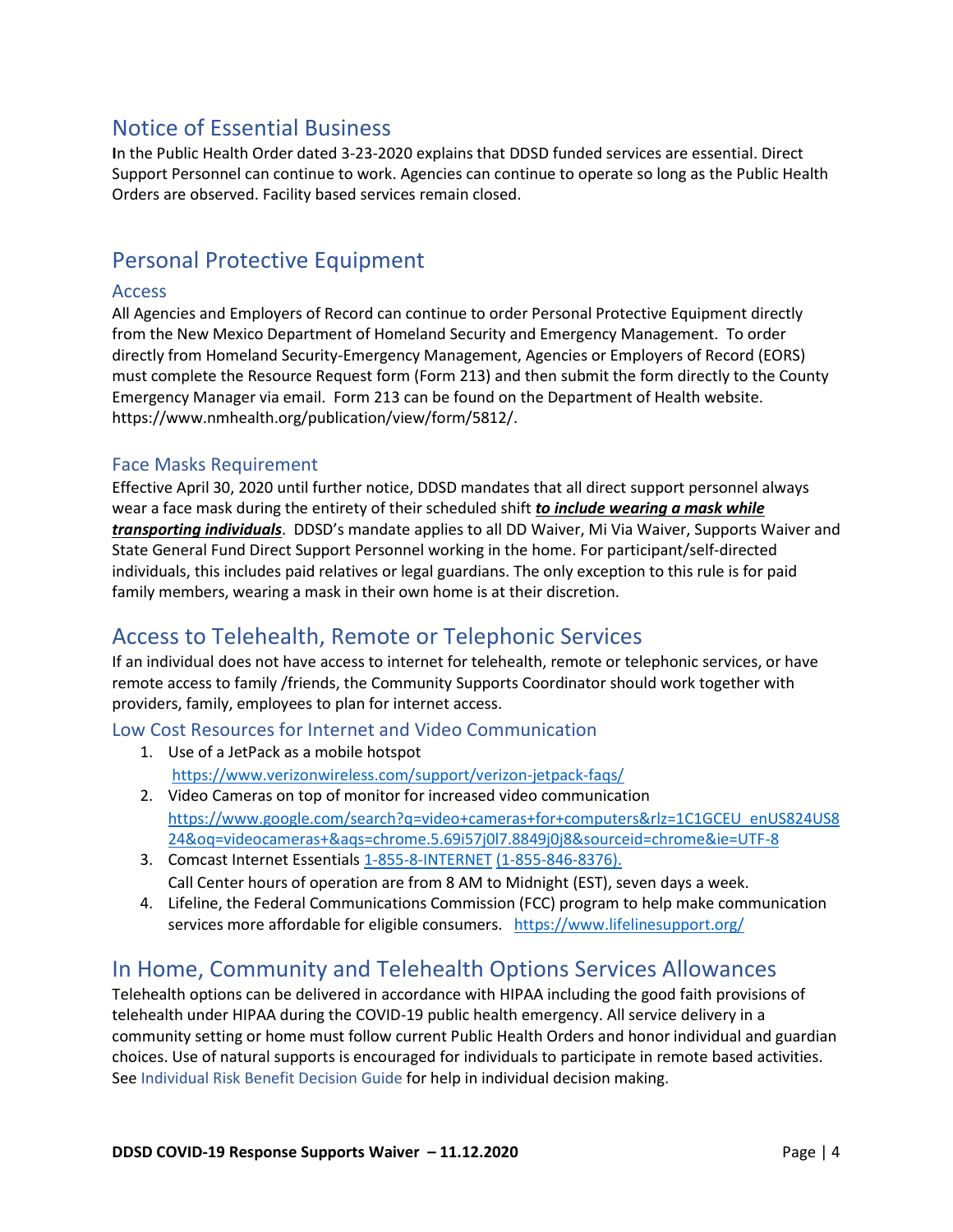## Notice of Essential Business

**I**n the Public Health Order dated 3-23-2020 explains that DDSD funded services are essential. Direct Support Personnel can continue to work. Agencies can continue to operate so long as the Public Health Orders are observed. Facility based services remain closed.

## Personal Protective Equipment

### Access

All Agencies and Employers of Record can continue to order Personal Protective Equipment directly from the New Mexico Department of Homeland Security and Emergency Management. To order directly from Homeland Security-Emergency Management, Agencies or Employers of Record (EORS) must complete the Resource Request form (Form 213) and then submit the form directly to the County Emergency Manager via email. Form 213 can be found on the Department of Health website. https://www.nmhealth.org/publication/view/form/5812/.

### Face Masks Requirement

Effective April 30, 2020 until further notice, DDSD mandates that all direct support personnel always wear a face mask during the entirety of their scheduled shift ***to include wearing a mask while transporting individuals***. DDSD's mandate applies to all DD Waiver, Mi Via Waiver, Supports Waiver and State General Fund Direct Support Personnel working in the home. For participant/self-directed individuals, this includes paid relatives or legal guardians. The only exception to this rule is for paid family members, wearing a mask in their own home is at their discretion.

## Access to Telehealth, Remote or Telephonic Services

If an individual does not have access to internet for telehealth, remote or telephonic services, or have remote access to family /friends, the Community Supports Coordinator should work together with providers, family, employees to plan for internet access.

### Low Cost Resources for Internet and Video Communication

1. Use of a JetPack as a mobile hotspot
   https://www.verizonwireless.com/support/verizon-jetpack-faqs/
2. Video Cameras on top of monitor for increased video communication
   https://www.google.com/search?q=video+cameras+for+computers&rlz=1C1GCEU_enUS824US824&oq=videocameras+&aqs=chrome.5.69i57j0l7.8849j0j8&sourceid=chrome&ie=UTF-8
3. Comcast Internet Essentials 1-855-8-INTERNET (1-855-846-8376).
   Call Center hours of operation are from 8 AM to Midnight (EST), seven days a week.
4. Lifeline, the Federal Communications Commission (FCC) program to help make communication services more affordable for eligible consumers. https://www.lifelinesupport.org/

## In Home, Community and Telehealth Options Services Allowances

Telehealth options can be delivered in accordance with HIPAA including the good faith provisions of telehealth under HIPAA during the COVID-19 public health emergency. All service delivery in a community setting or home must follow current Public Health Orders and honor individual and guardian choices. Use of natural supports is encouraged for individuals to participate in remote based activities. See Individual Risk Benefit Decision Guide for help in individual decision making.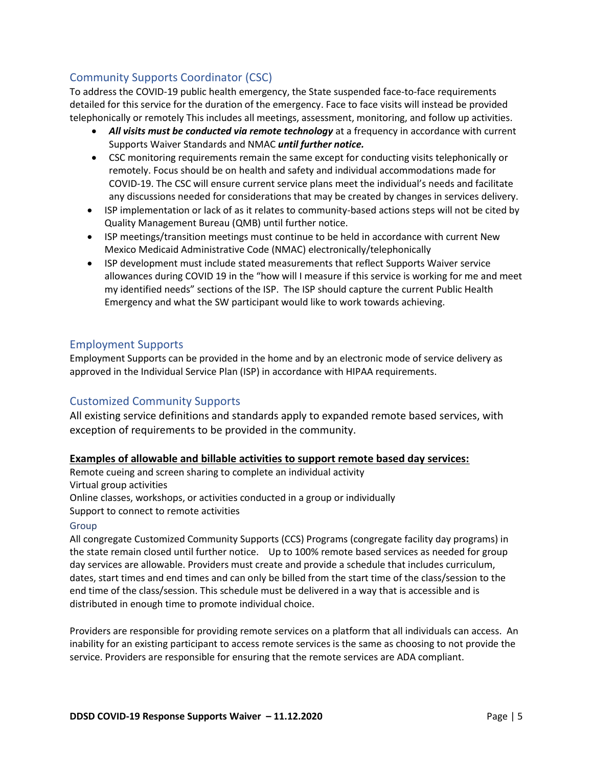## Community Supports Coordinator (CSC)

To address the COVID-19 public health emergency, the State suspended face-to-face requirements detailed for this service for the duration of the emergency. Face to face visits will instead be provided telephonically or remotely This includes all meetings, assessment, monitoring, and follow up activities.

- ***All visits must be conducted via remote technology*** at a frequency in accordance with current Supports Waiver Standards and NMAC ***until further notice.***
- CSC monitoring requirements remain the same except for conducting visits telephonically or remotely. Focus should be on health and safety and individual accommodations made for COVID-19. The CSC will ensure current service plans meet the individual's needs and facilitate any discussions needed for considerations that may be created by changes in services delivery.
- ISP implementation or lack of as it relates to community-based actions steps will not be cited by Quality Management Bureau (QMB) until further notice.
- ISP meetings/transition meetings must continue to be held in accordance with current New Mexico Medicaid Administrative Code (NMAC) electronically/telephonically
- ISP development must include stated measurements that reflect Supports Waiver service allowances during COVID 19 in the "how will I measure if this service is working for me and meet my identified needs" sections of the ISP. The ISP should capture the current Public Health Emergency and what the SW participant would like to work towards achieving.

## Employment Supports

Employment Supports can be provided in the home and by an electronic mode of service delivery as approved in the Individual Service Plan (ISP) in accordance with HIPAA requirements.

## Customized Community Supports

All existing service definitions and standards apply to expanded remote based services, with exception of requirements to be provided in the community.

**Examples of allowable and billable activities to support remote based day services:**

Remote cueing and screen sharing to complete an individual activity
Virtual group activities
Online classes, workshops, or activities conducted in a group or individually
Support to connect to remote activities

### Group

All congregate Customized Community Supports (CCS) Programs (congregate facility day programs) in the state remain closed until further notice. Up to 100% remote based services as needed for group day services are allowable. Providers must create and provide a schedule that includes curriculum, dates, start times and end times and can only be billed from the start time of the class/session to the end time of the class/session. This schedule must be delivered in a way that is accessible and is distributed in enough time to promote individual choice.

Providers are responsible for providing remote services on a platform that all individuals can access. An inability for an existing participant to access remote services is the same as choosing to not provide the service. Providers are responsible for ensuring that the remote services are ADA compliant.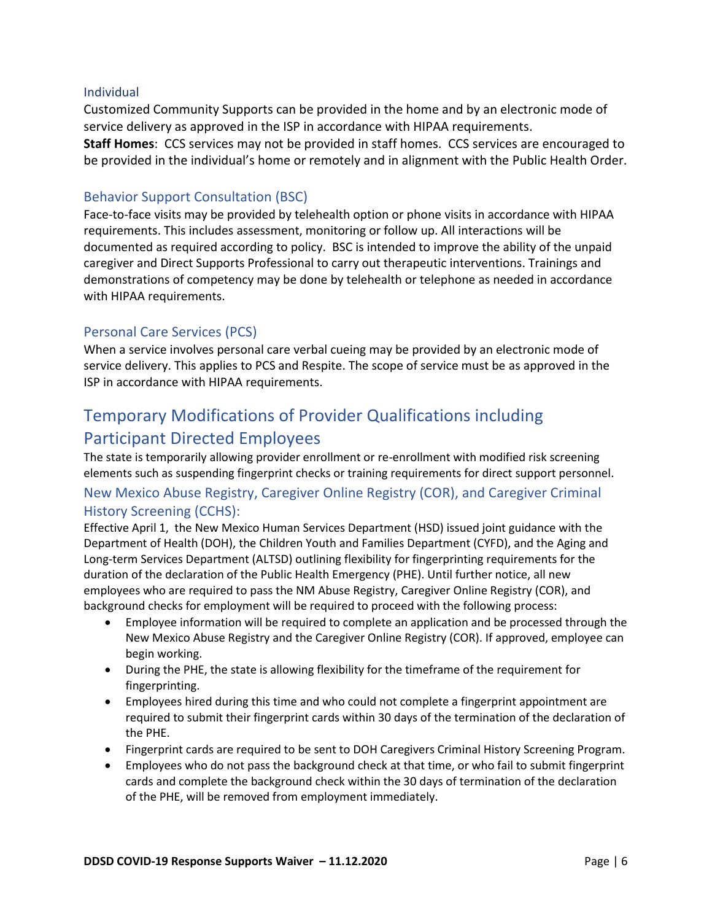### Individual

Customized Community Supports can be provided in the home and by an electronic mode of service delivery as approved in the ISP in accordance with HIPAA requirements.

**Staff Homes**: CCS services may not be provided in staff homes. CCS services are encouraged to be provided in the individual's home or remotely and in alignment with the Public Health Order.

### Behavior Support Consultation (BSC)

Face-to-face visits may be provided by telehealth option or phone visits in accordance with HIPAA requirements. This includes assessment, monitoring or follow up. All interactions will be documented as required according to policy. BSC is intended to improve the ability of the unpaid caregiver and Direct Supports Professional to carry out therapeutic interventions. Trainings and demonstrations of competency may be done by telehealth or telephone as needed in accordance with HIPAA requirements.

### Personal Care Services (PCS)

When a service involves personal care verbal cueing may be provided by an electronic mode of service delivery. This applies to PCS and Respite. The scope of service must be as approved in the ISP in accordance with HIPAA requirements.

## Temporary Modifications of Provider Qualifications including Participant Directed Employees

The state is temporarily allowing provider enrollment or re-enrollment with modified risk screening elements such as suspending fingerprint checks or training requirements for direct support personnel.

### New Mexico Abuse Registry, Caregiver Online Registry (COR), and Caregiver Criminal History Screening (CCHS):

Effective April 1, the New Mexico Human Services Department (HSD) issued joint guidance with the Department of Health (DOH), the Children Youth and Families Department (CYFD), and the Aging and Long-term Services Department (ALTSD) outlining flexibility for fingerprinting requirements for the duration of the declaration of the Public Health Emergency (PHE). Until further notice, all new employees who are required to pass the NM Abuse Registry, Caregiver Online Registry (COR), and background checks for employment will be required to proceed with the following process:

- Employee information will be required to complete an application and be processed through the New Mexico Abuse Registry and the Caregiver Online Registry (COR). If approved, employee can begin working.
- During the PHE, the state is allowing flexibility for the timeframe of the requirement for fingerprinting.
- Employees hired during this time and who could not complete a fingerprint appointment are required to submit their fingerprint cards within 30 days of the termination of the declaration of the PHE.
- Fingerprint cards are required to be sent to DOH Caregivers Criminal History Screening Program.
- Employees who do not pass the background check at that time, or who fail to submit fingerprint cards and complete the background check within the 30 days of termination of the declaration of the PHE, will be removed from employment immediately.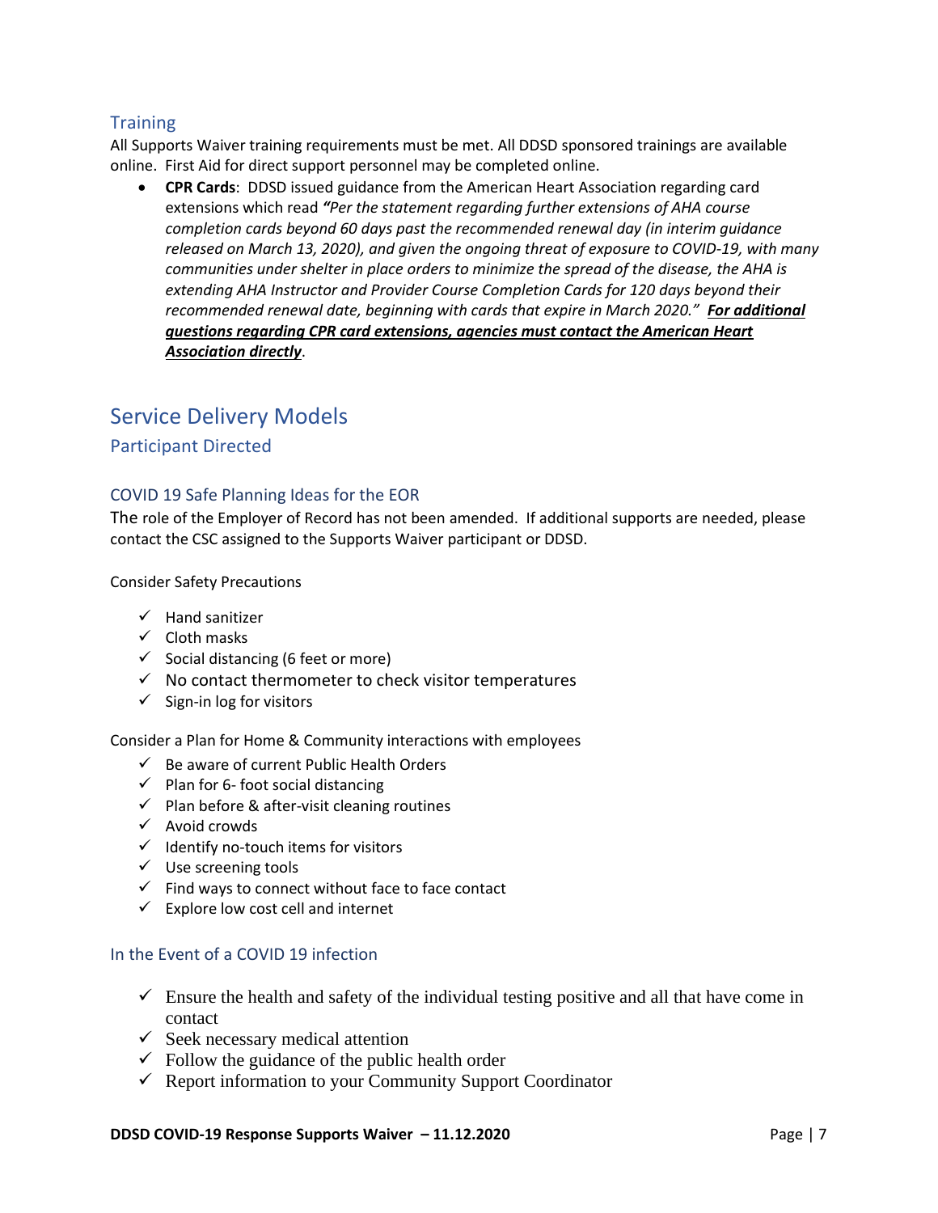### Training

All Supports Waiver training requirements must be met. All DDSD sponsored trainings are available online. First Aid for direct support personnel may be completed online.

- **CPR Cards**: DDSD issued guidance from the American Heart Association regarding card extensions which read ***"****Per the statement regarding further extensions of AHA course completion cards beyond 60 days past the recommended renewal day (in interim guidance released on March 13, 2020), and given the ongoing threat of exposure to COVID-19, with many communities under shelter in place orders to minimize the spread of the disease, the AHA is extending AHA Instructor and Provider Course Completion Cards for 120 days beyond their recommended renewal date, beginning with cards that expire in March 2020."* ***For additional questions regarding CPR card extensions, agencies must contact the American Heart Association directly***.

## Service Delivery Models

### Participant Directed

#### COVID 19 Safe Planning Ideas for the EOR

The role of the Employer of Record has not been amended. If additional supports are needed, please contact the CSC assigned to the Supports Waiver participant or DDSD.

Consider Safety Precautions

- ✓ Hand sanitizer
- ✓ Cloth masks
- ✓ Social distancing (6 feet or more)
- ✓ No contact thermometer to check visitor temperatures
- ✓ Sign-in log for visitors

Consider a Plan for Home & Community interactions with employees

- ✓ Be aware of current Public Health Orders
- ✓ Plan for 6- foot social distancing
- ✓ Plan before & after-visit cleaning routines
- ✓ Avoid crowds
- ✓ Identify no-touch items for visitors
- ✓ Use screening tools
- ✓ Find ways to connect without face to face contact
- ✓ Explore low cost cell and internet

#### In the Event of a COVID 19 infection

- ✓ Ensure the health and safety of the individual testing positive and all that have come in contact
- ✓ Seek necessary medical attention
- ✓ Follow the guidance of the public health order
- ✓ Report information to your Community Support Coordinator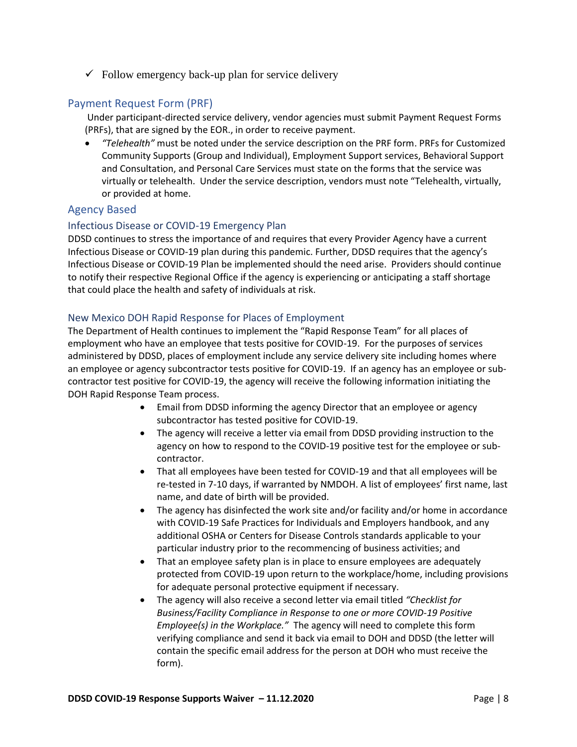- ✓ Follow emergency back-up plan for service delivery

## Payment Request Form (PRF)

Under participant-directed service delivery, vendor agencies must submit Payment Request Forms (PRFs), that are signed by the EOR., in order to receive payment.

- *"Telehealth"* must be noted under the service description on the PRF form. PRFs for Customized Community Supports (Group and Individual), Employment Support services, Behavioral Support and Consultation, and Personal Care Services must state on the forms that the service was virtually or telehealth. Under the service description, vendors must note "Telehealth, virtually, or provided at home.

## Agency Based

### Infectious Disease or COVID-19 Emergency Plan

DDSD continues to stress the importance of and requires that every Provider Agency have a current Infectious Disease or COVID-19 plan during this pandemic. Further, DDSD requires that the agency's Infectious Disease or COVID-19 Plan be implemented should the need arise. Providers should continue to notify their respective Regional Office if the agency is experiencing or anticipating a staff shortage that could place the health and safety of individuals at risk.

### New Mexico DOH Rapid Response for Places of Employment

The Department of Health continues to implement the "Rapid Response Team" for all places of employment who have an employee that tests positive for COVID-19. For the purposes of services administered by DDSD, places of employment include any service delivery site including homes where an employee or agency subcontractor tests positive for COVID-19. If an agency has an employee or sub-contractor test positive for COVID-19, the agency will receive the following information initiating the DOH Rapid Response Team process.

- Email from DDSD informing the agency Director that an employee or agency subcontractor has tested positive for COVID-19.
- The agency will receive a letter via email from DDSD providing instruction to the agency on how to respond to the COVID-19 positive test for the employee or sub-contractor.
- That all employees have been tested for COVID-19 and that all employees will be re-tested in 7-10 days, if warranted by NMDOH. A list of employees' first name, last name, and date of birth will be provided.
- The agency has disinfected the work site and/or facility and/or home in accordance with COVID-19 Safe Practices for Individuals and Employers handbook, and any additional OSHA or Centers for Disease Controls standards applicable to your particular industry prior to the recommencing of business activities; and
- That an employee safety plan is in place to ensure employees are adequately protected from COVID-19 upon return to the workplace/home, including provisions for adequate personal protective equipment if necessary.
- The agency will also receive a second letter via email titled *"Checklist for Business/Facility Compliance in Response to one or more COVID-19 Positive Employee(s) in the Workplace."* The agency will need to complete this form verifying compliance and send it back via email to DOH and DDSD (the letter will contain the specific email address for the person at DOH who must receive the form).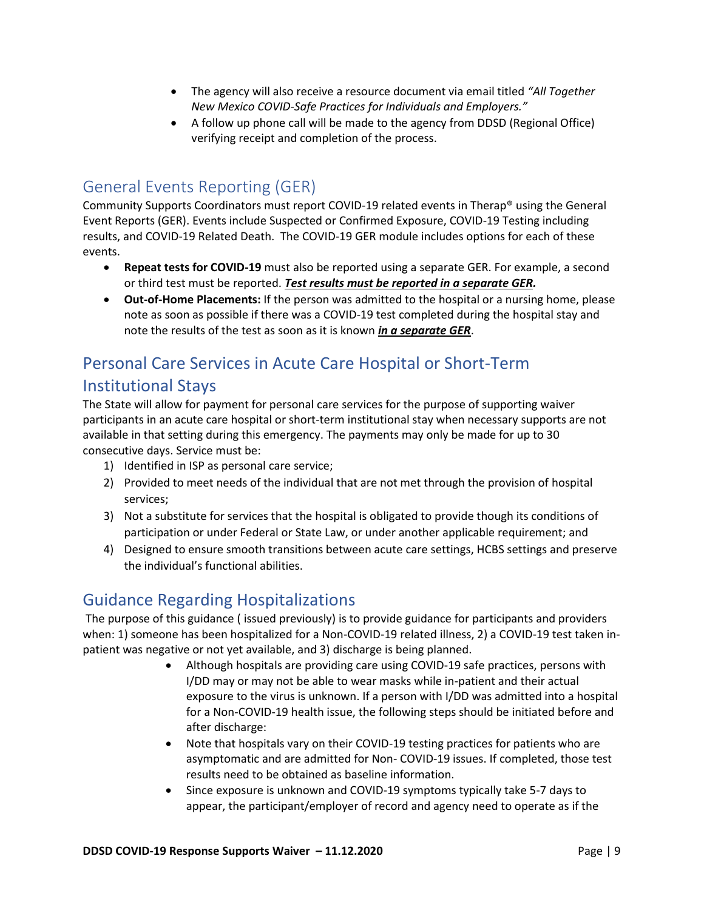- The agency will also receive a resource document via email titled *"All Together New Mexico COVID-Safe Practices for Individuals and Employers."*
- A follow up phone call will be made to the agency from DDSD (Regional Office) verifying receipt and completion of the process.

## General Events Reporting (GER)

Community Supports Coordinators must report COVID-19 related events in Therap® using the General Event Reports (GER). Events include Suspected or Confirmed Exposure, COVID-19 Testing including results, and COVID-19 Related Death. The COVID-19 GER module includes options for each of these events.

- **Repeat tests for COVID-19** must also be reported using a separate GER. For example, a second or third test must be reported. ***Test results must be reported in a separate GER.***
- **Out-of-Home Placements:** If the person was admitted to the hospital or a nursing home, please note as soon as possible if there was a COVID-19 test completed during the hospital stay and note the results of the test as soon as it is known ***in a separate GER***.

## Personal Care Services in Acute Care Hospital or Short-Term Institutional Stays

The State will allow for payment for personal care services for the purpose of supporting waiver participants in an acute care hospital or short-term institutional stay when necessary supports are not available in that setting during this emergency. The payments may only be made for up to 30 consecutive days. Service must be:

1) Identified in ISP as personal care service;
2) Provided to meet needs of the individual that are not met through the provision of hospital services;
3) Not a substitute for services that the hospital is obligated to provide though its conditions of participation or under Federal or State Law, or under another applicable requirement; and
4) Designed to ensure smooth transitions between acute care settings, HCBS settings and preserve the individual's functional abilities.

## Guidance Regarding Hospitalizations

The purpose of this guidance ( issued previously) is to provide guidance for participants and providers when: 1) someone has been hospitalized for a Non-COVID-19 related illness, 2) a COVID-19 test taken in-patient was negative or not yet available, and 3) discharge is being planned.

- Although hospitals are providing care using COVID-19 safe practices, persons with I/DD may or may not be able to wear masks while in-patient and their actual exposure to the virus is unknown. If a person with I/DD was admitted into a hospital for a Non-COVID-19 health issue, the following steps should be initiated before and after discharge:
- Note that hospitals vary on their COVID-19 testing practices for patients who are asymptomatic and are admitted for Non- COVID-19 issues. If completed, those test results need to be obtained as baseline information.
- Since exposure is unknown and COVID-19 symptoms typically take 5-7 days to appear, the participant/employer of record and agency need to operate as if the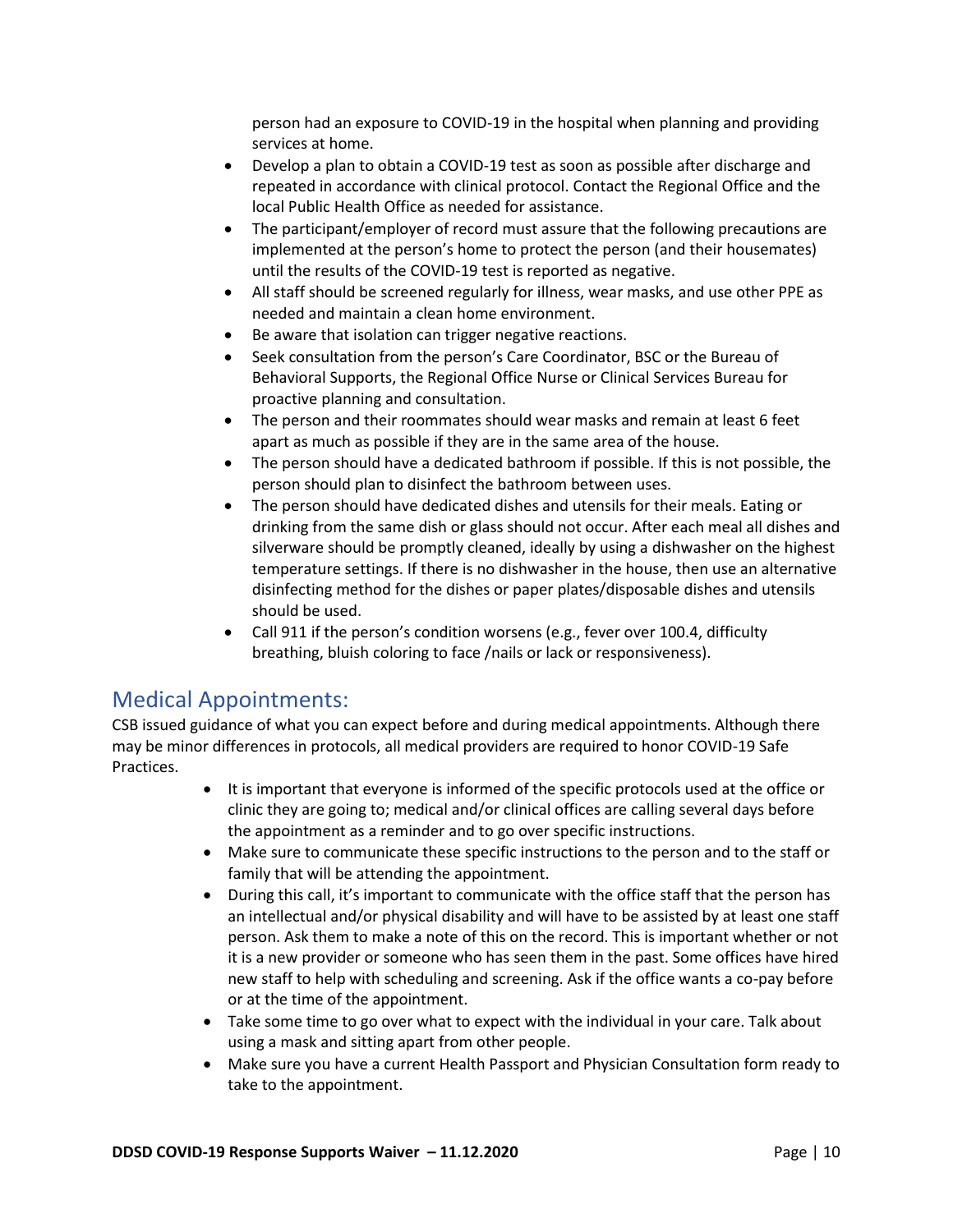person had an exposure to COVID-19 in the hospital when planning and providing services at home.

- Develop a plan to obtain a COVID-19 test as soon as possible after discharge and repeated in accordance with clinical protocol. Contact the Regional Office and the local Public Health Office as needed for assistance.
- The participant/employer of record must assure that the following precautions are implemented at the person's home to protect the person (and their housemates) until the results of the COVID-19 test is reported as negative.
- All staff should be screened regularly for illness, wear masks, and use other PPE as needed and maintain a clean home environment.
- Be aware that isolation can trigger negative reactions.
- Seek consultation from the person's Care Coordinator, BSC or the Bureau of Behavioral Supports, the Regional Office Nurse or Clinical Services Bureau for proactive planning and consultation.
- The person and their roommates should wear masks and remain at least 6 feet apart as much as possible if they are in the same area of the house.
- The person should have a dedicated bathroom if possible. If this is not possible, the person should plan to disinfect the bathroom between uses.
- The person should have dedicated dishes and utensils for their meals. Eating or drinking from the same dish or glass should not occur. After each meal all dishes and silverware should be promptly cleaned, ideally by using a dishwasher on the highest temperature settings. If there is no dishwasher in the house, then use an alternative disinfecting method for the dishes or paper plates/disposable dishes and utensils should be used.
- Call 911 if the person's condition worsens (e.g., fever over 100.4, difficulty breathing, bluish coloring to face /nails or lack or responsiveness).

## Medical Appointments:

CSB issued guidance of what you can expect before and during medical appointments. Although there may be minor differences in protocols, all medical providers are required to honor COVID-19 Safe Practices.

- It is important that everyone is informed of the specific protocols used at the office or clinic they are going to; medical and/or clinical offices are calling several days before the appointment as a reminder and to go over specific instructions.
- Make sure to communicate these specific instructions to the person and to the staff or family that will be attending the appointment.
- During this call, it's important to communicate with the office staff that the person has an intellectual and/or physical disability and will have to be assisted by at least one staff person. Ask them to make a note of this on the record. This is important whether or not it is a new provider or someone who has seen them in the past. Some offices have hired new staff to help with scheduling and screening. Ask if the office wants a co-pay before or at the time of the appointment.
- Take some time to go over what to expect with the individual in your care. Talk about using a mask and sitting apart from other people.
- Make sure you have a current Health Passport and Physician Consultation form ready to take to the appointment.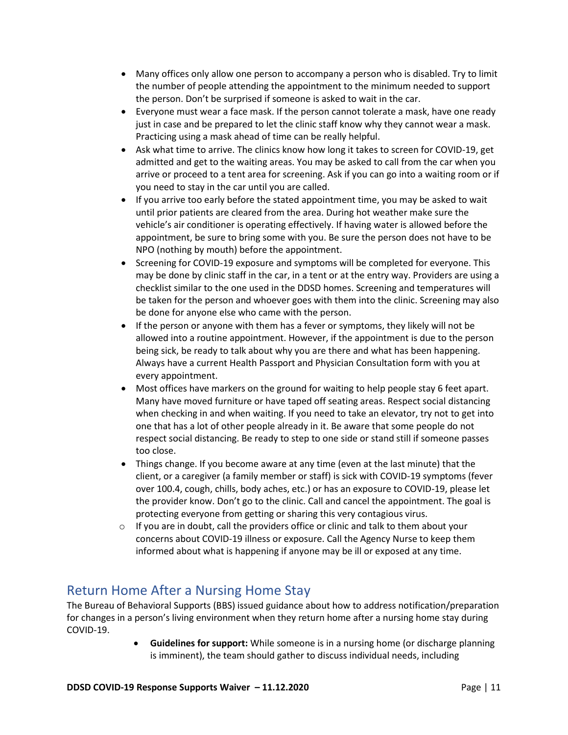- Many offices only allow one person to accompany a person who is disabled. Try to limit the number of people attending the appointment to the minimum needed to support the person. Don't be surprised if someone is asked to wait in the car.
- Everyone must wear a face mask. If the person cannot tolerate a mask, have one ready just in case and be prepared to let the clinic staff know why they cannot wear a mask. Practicing using a mask ahead of time can be really helpful.
- Ask what time to arrive. The clinics know how long it takes to screen for COVID-19, get admitted and get to the waiting areas. You may be asked to call from the car when you arrive or proceed to a tent area for screening. Ask if you can go into a waiting room or if you need to stay in the car until you are called.
- If you arrive too early before the stated appointment time, you may be asked to wait until prior patients are cleared from the area. During hot weather make sure the vehicle's air conditioner is operating effectively. If having water is allowed before the appointment, be sure to bring some with you. Be sure the person does not have to be NPO (nothing by mouth) before the appointment.
- Screening for COVID-19 exposure and symptoms will be completed for everyone. This may be done by clinic staff in the car, in a tent or at the entry way. Providers are using a checklist similar to the one used in the DDSD homes. Screening and temperatures will be taken for the person and whoever goes with them into the clinic. Screening may also be done for anyone else who came with the person.
- If the person or anyone with them has a fever or symptoms, they likely will not be allowed into a routine appointment. However, if the appointment is due to the person being sick, be ready to talk about why you are there and what has been happening. Always have a current Health Passport and Physician Consultation form with you at every appointment.
- Most offices have markers on the ground for waiting to help people stay 6 feet apart. Many have moved furniture or have taped off seating areas. Respect social distancing when checking in and when waiting. If you need to take an elevator, try not to get into one that has a lot of other people already in it. Be aware that some people do not respect social distancing. Be ready to step to one side or stand still if someone passes too close.
- Things change. If you become aware at any time (even at the last minute) that the client, or a caregiver (a family member or staff) is sick with COVID-19 symptoms (fever over 100.4, cough, chills, body aches, etc.) or has an exposure to COVID-19, please let the provider know. Don't go to the clinic. Call and cancel the appointment. The goal is protecting everyone from getting or sharing this very contagious virus.
    - If you are in doubt, call the providers office or clinic and talk to them about your concerns about COVID-19 illness or exposure. Call the Agency Nurse to keep them informed about what is happening if anyone may be ill or exposed at any time.

## Return Home After a Nursing Home Stay

The Bureau of Behavioral Supports (BBS) issued guidance about how to address notification/preparation for changes in a person's living environment when they return home after a nursing home stay during COVID-19.

- **Guidelines for support:** While someone is in a nursing home (or discharge planning is imminent), the team should gather to discuss individual needs, including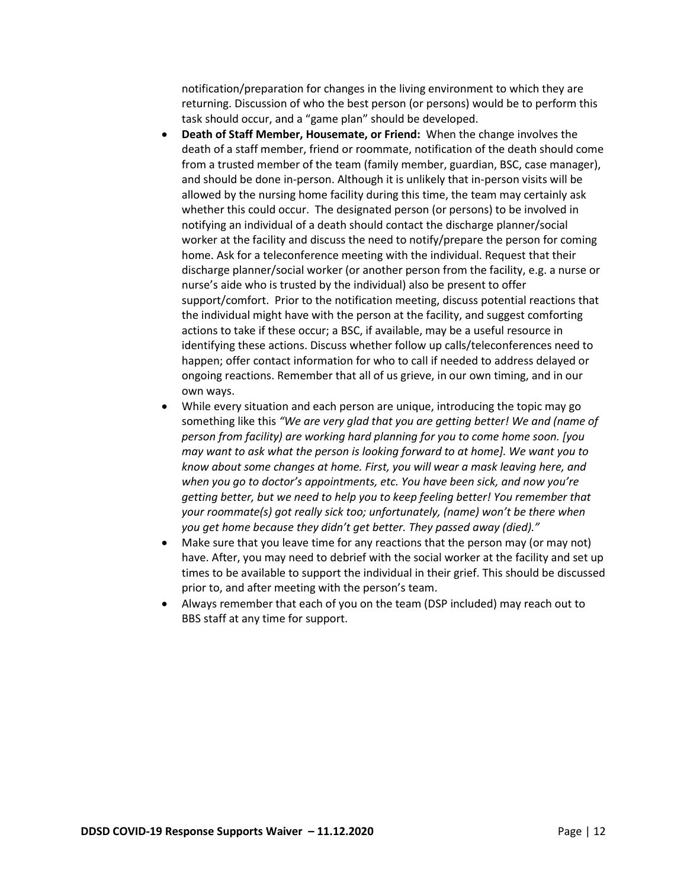notification/preparation for changes in the living environment to which they are returning. Discussion of who the best person (or persons) would be to perform this task should occur, and a "game plan" should be developed.

- **Death of Staff Member, Housemate, or Friend:** When the change involves the death of a staff member, friend or roommate, notification of the death should come from a trusted member of the team (family member, guardian, BSC, case manager), and should be done in-person. Although it is unlikely that in-person visits will be allowed by the nursing home facility during this time, the team may certainly ask whether this could occur. The designated person (or persons) to be involved in notifying an individual of a death should contact the discharge planner/social worker at the facility and discuss the need to notify/prepare the person for coming home. Ask for a teleconference meeting with the individual. Request that their discharge planner/social worker (or another person from the facility, e.g. a nurse or nurse's aide who is trusted by the individual) also be present to offer support/comfort. Prior to the notification meeting, discuss potential reactions that the individual might have with the person at the facility, and suggest comforting actions to take if these occur; a BSC, if available, may be a useful resource in identifying these actions. Discuss whether follow up calls/teleconferences need to happen; offer contact information for who to call if needed to address delayed or ongoing reactions. Remember that all of us grieve, in our own timing, and in our own ways.
- While every situation and each person are unique, introducing the topic may go something like this *"We are very glad that you are getting better! We and (name of person from facility) are working hard planning for you to come home soon. [you may want to ask what the person is looking forward to at home]. We want you to know about some changes at home. First, you will wear a mask leaving here, and when you go to doctor's appointments, etc. You have been sick, and now you're getting better, but we need to help you to keep feeling better! You remember that your roommate(s) got really sick too; unfortunately, (name) won't be there when you get home because they didn't get better. They passed away (died)."*
- Make sure that you leave time for any reactions that the person may (or may not) have. After, you may need to debrief with the social worker at the facility and set up times to be available to support the individual in their grief. This should be discussed prior to, and after meeting with the person's team.
- Always remember that each of you on the team (DSP included) may reach out to BBS staff at any time for support.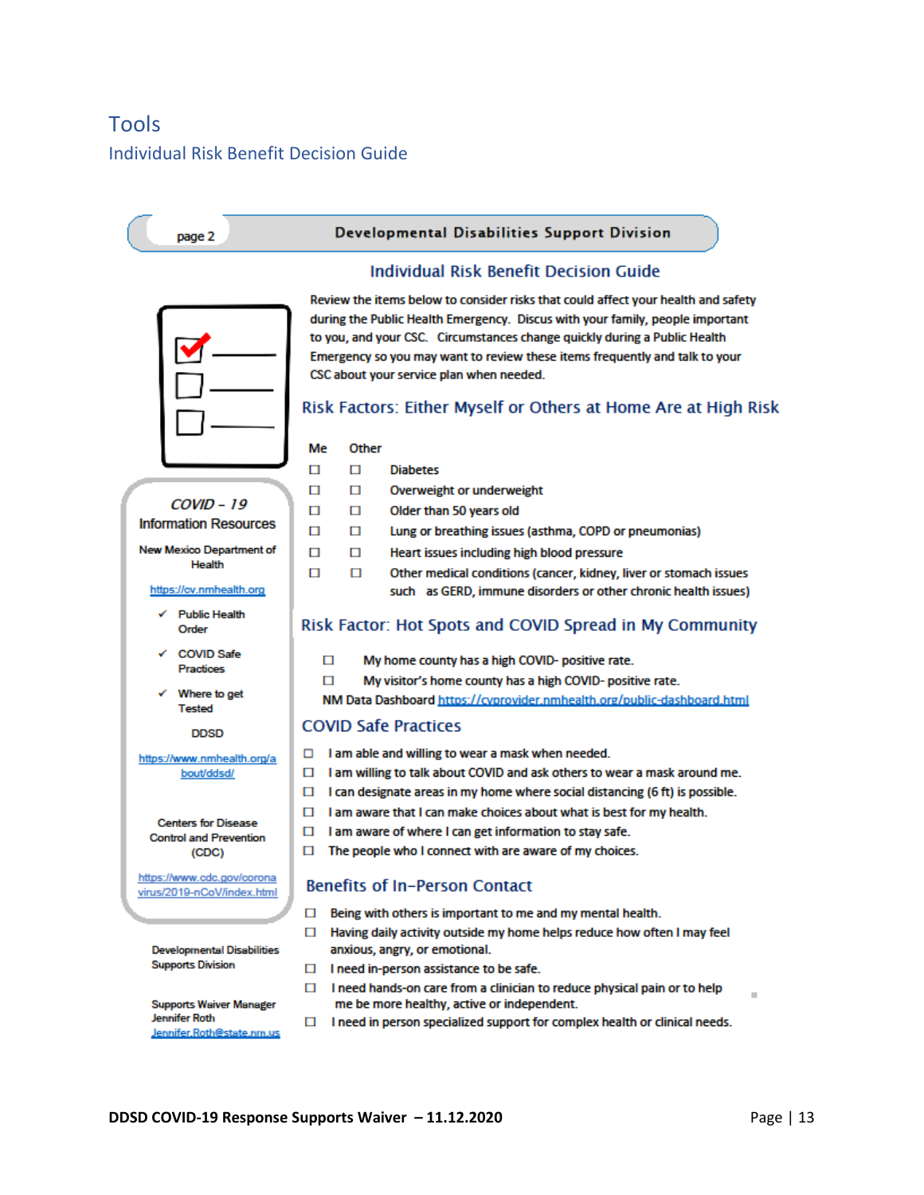# Tools

## Individual Risk Benefit Decision Guide

page 2 — **Developmental Disabilities Support Division**

### Individual Risk Benefit Decision Guide

Review the items below to consider risks that could affect your health and safety during the Public Health Emergency. Discus with your family, people important to you, and your CSC. Circumstances change quickly during a Public Health Emergency so you may want to review these items frequently and talk to your CSC about your service plan when needed.

### Risk Factors: Either Myself or Others at Home Are at High Risk

| Me | Other | |
|---|---|---|
| ☐ | ☐ | Diabetes |
| ☐ | ☐ | Overweight or underweight |
| ☐ | ☐ | Older than 50 years old |
| ☐ | ☐ | Lung or breathing issues (asthma, COPD or pneumonias) |
| ☐ | ☐ | Heart issues including high blood pressure |
| ☐ | ☐ | Other medical conditions (cancer, kidney, liver or stomach issues such as GERD, immune disorders or other chronic health issues) |

### Risk Factor: Hot Spots and COVID Spread in My Community

- ☐ My home county has a high COVID- positive rate.
- ☐ My visitor's home county has a high COVID- positive rate.

NM Data Dashboard https://cvprovider.nmhealth.org/public-dashboard.html

### COVID Safe Practices

- ☐ I am able and willing to wear a mask when needed.
- ☐ I am willing to talk about COVID and ask others to wear a mask around me.
- ☐ I can designate areas in my home where social distancing (6 ft) is possible.
- ☐ I am aware that I can make choices about what is best for my health.
- ☐ I am aware of where I can get information to stay safe.
- ☐ The people who I connect with are aware of my choices.

### Benefits of In-Person Contact

- ☐ Being with others is important to me and my mental health.
- ☐ Having daily activity outside my home helps reduce how often I may feel anxious, angry, or emotional.
- ☐ I need in-person assistance to be safe.
- ☐ I need hands-on care from a clinician to reduce physical pain or to help me be more healthy, active or independent.
- ☐ I need in person specialized support for complex health or clinical needs.

---

*COVID - 19*
**Information Resources**

New Mexico Department of Health

https://cv.nmhealth.org

- ✓ Public Health Order
- ✓ COVID Safe Practices
- ✓ Where to get Tested

DDSD

https://www.nmhealth.org/about/ddsd/

Centers for Disease Control and Prevention (CDC)

https://www.cdc.gov/coronavirus/2019-nCoV/index.html

Developmental Disabilities Supports Division

Supports Waiver Manager
Jennifer Roth
Jennifer.Roth@state.nm.us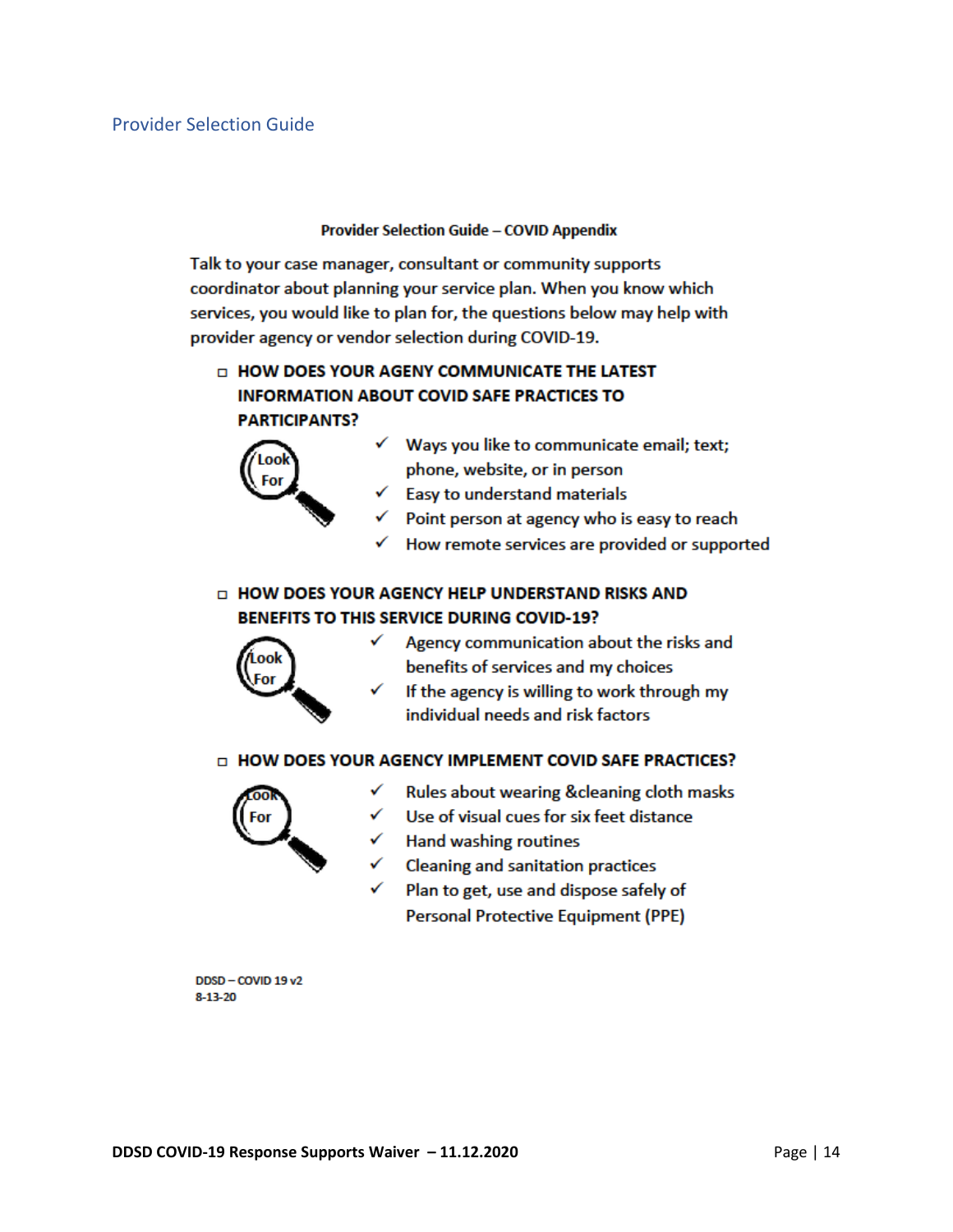## Provider Selection Guide

### Provider Selection Guide – COVID Appendix

Talk to your case manager, consultant or community supports coordinator about planning your service plan. When you know which services, you would like to plan for, the questions below may help with provider agency or vendor selection during COVID-19.

- ☐ **HOW DOES YOUR AGENY COMMUNICATE THE LATEST INFORMATION ABOUT COVID SAFE PRACTICES TO PARTICIPANTS?**

  Look For

  - ✓ Ways you like to communicate email; text; phone, website, or in person
  - ✓ Easy to understand materials
  - ✓ Point person at agency who is easy to reach
  - ✓ How remote services are provided or supported

- ☐ **HOW DOES YOUR AGENCY HELP UNDERSTAND RISKS AND BENEFITS TO THIS SERVICE DURING COVID-19?**

  Look For

  - ✓ Agency communication about the risks and benefits of services and my choices
  - ✓ If the agency is willing to work through my individual needs and risk factors

- ☐ **HOW DOES YOUR AGENCY IMPLEMENT COVID SAFE PRACTICES?**

  Look For

  - ✓ Rules about wearing &cleaning cloth masks
  - ✓ Use of visual cues for six feet distance
  - ✓ Hand washing routines
  - ✓ Cleaning and sanitation practices
  - ✓ Plan to get, use and dispose safely of Personal Protective Equipment (PPE)

DDSD – COVID 19 v2
8-13-20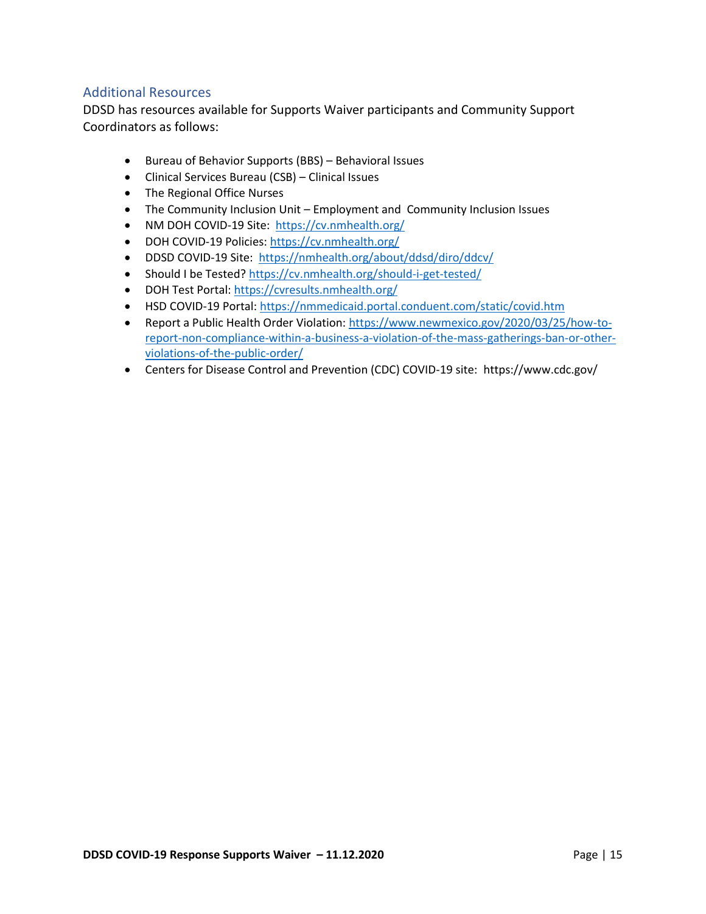## Additional Resources

DDSD has resources available for Supports Waiver participants and Community Support Coordinators as follows:

- Bureau of Behavior Supports (BBS) – Behavioral Issues
- Clinical Services Bureau (CSB) – Clinical Issues
- The Regional Office Nurses
- The Community Inclusion Unit – Employment and Community Inclusion Issues
- NM DOH COVID-19 Site: https://cv.nmhealth.org/
- DOH COVID-19 Policies: https://cv.nmhealth.org/
- DDSD COVID-19 Site: https://nmhealth.org/about/ddsd/diro/ddcv/
- Should I be Tested? https://cv.nmhealth.org/should-i-get-tested/
- DOH Test Portal: https://cvresults.nmhealth.org/
- HSD COVID-19 Portal: https://nmmedicaid.portal.conduent.com/static/covid.htm
- Report a Public Health Order Violation: https://www.newmexico.gov/2020/03/25/how-to-report-non-compliance-within-a-business-a-violation-of-the-mass-gatherings-ban-or-other-violations-of-the-public-order/
- Centers for Disease Control and Prevention (CDC) COVID-19 site: https://www.cdc.gov/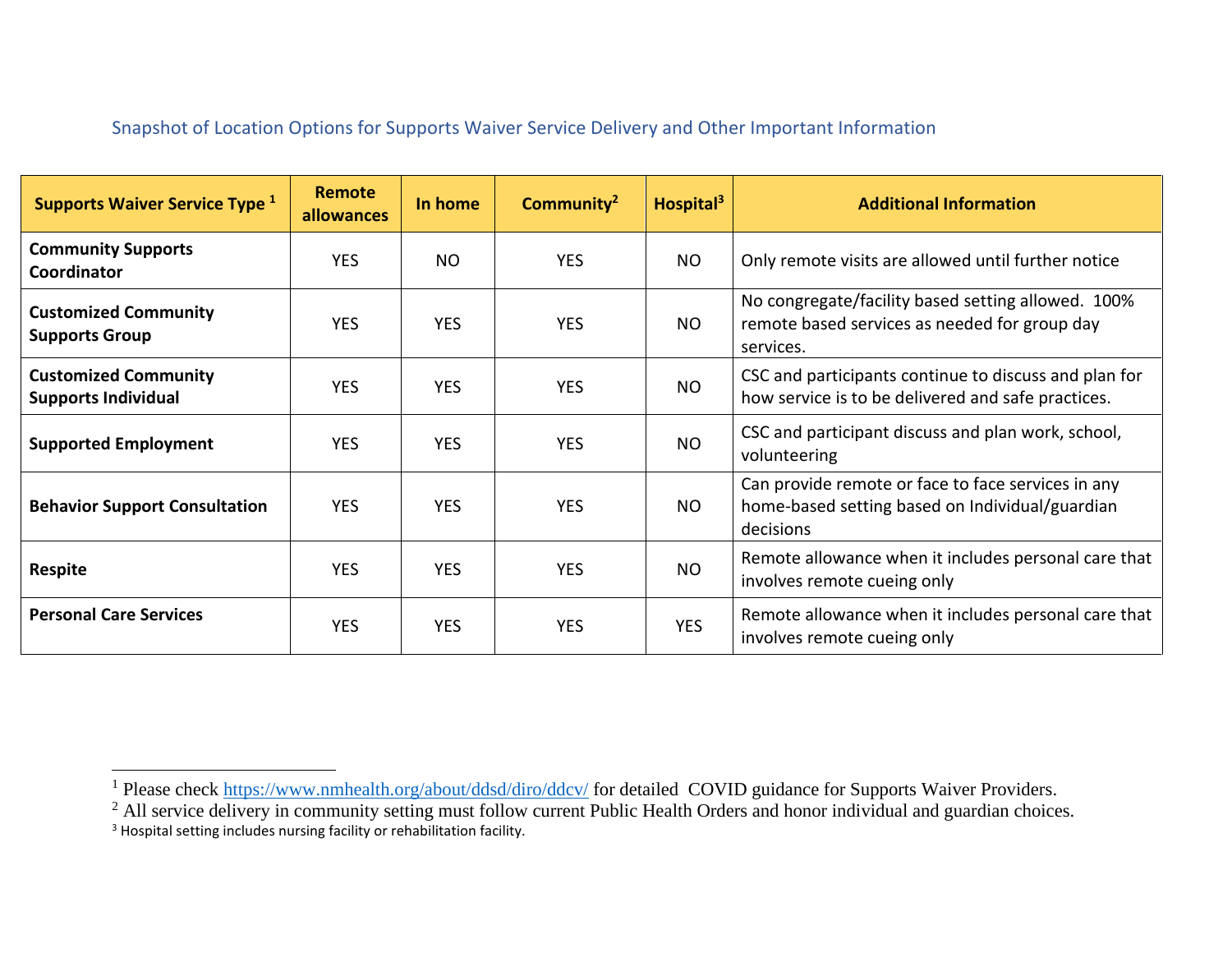Snapshot of Location Options for Supports Waiver Service Delivery and Other Important Information

| Supports Waiver Service Type [1] | Remote allowances | In home | Community[2] | Hospital[3] | Additional Information |
|---|---|---|---|---|---|
| **Community Supports Coordinator** | YES | NO | YES | NO | Only remote visits are allowed until further notice |
| **Customized Community Supports Group** | YES | YES | YES | NO | No congregate/facility based setting allowed. 100% remote based services as needed for group day services. |
| **Customized Community Supports Individual** | YES | YES | YES | NO | CSC and participants continue to discuss and plan for how service is to be delivered and safe practices. |
| **Supported Employment** | YES | YES | YES | NO | CSC and participant discuss and plan work, school, volunteering |
| **Behavior Support Consultation** | YES | YES | YES | NO | Can provide remote or face to face services in any home-based setting based on Individual/guardian decisions |
| **Respite** | YES | YES | YES | NO | Remote allowance when it includes personal care that involves remote cueing only |
| **Personal Care Services** | YES | YES | YES | YES | Remote allowance when it includes personal care that involves remote cueing only |

[1] Please check https://www.nmhealth.org/about/ddsd/diro/ddcv/ for detailed COVID guidance for Supports Waiver Providers.

[2] All service delivery in community setting must follow current Public Health Orders and honor individual and guardian choices.

[3] Hospital setting includes nursing facility or rehabilitation facility.